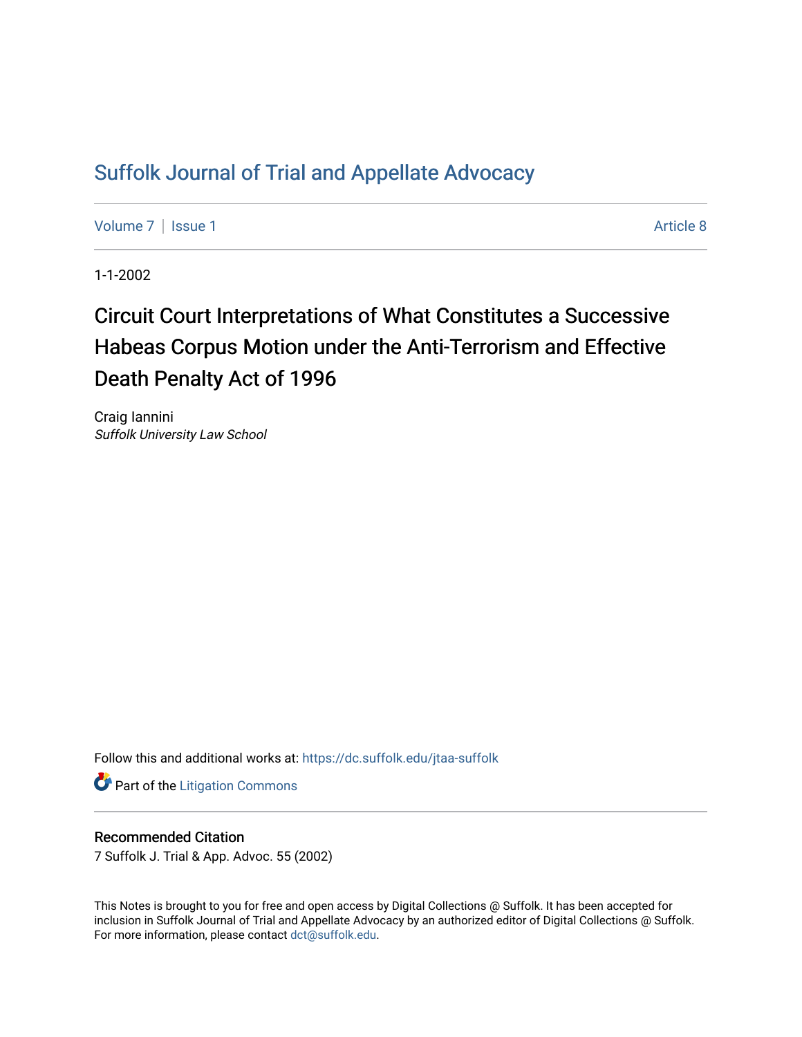# Suffolk Journal of Trial and Appellate Advocacy

Volume 7 | Issue 1 Article 8

1-1-2002

## Circuit Court Interpretations of What Constitutes a Successive Habeas Corpus Motion under the Anti-Terrorism and Effective Death Penalty Act of 1996

Craig Iannini
*Suffolk University Law School*

Follow this and additional works at: https://dc.suffolk.edu/jtaa-suffolk

Part of the Litigation Commons

### Recommended Citation

7 Suffolk J. Trial & App. Advoc. 55 (2002)

This Notes is brought to you for free and open access by Digital Collections @ Suffolk. It has been accepted for inclusion in Suffolk Journal of Trial and Appellate Advocacy by an authorized editor of Digital Collections @ Suffolk. For more information, please contact dct@suffolk.edu.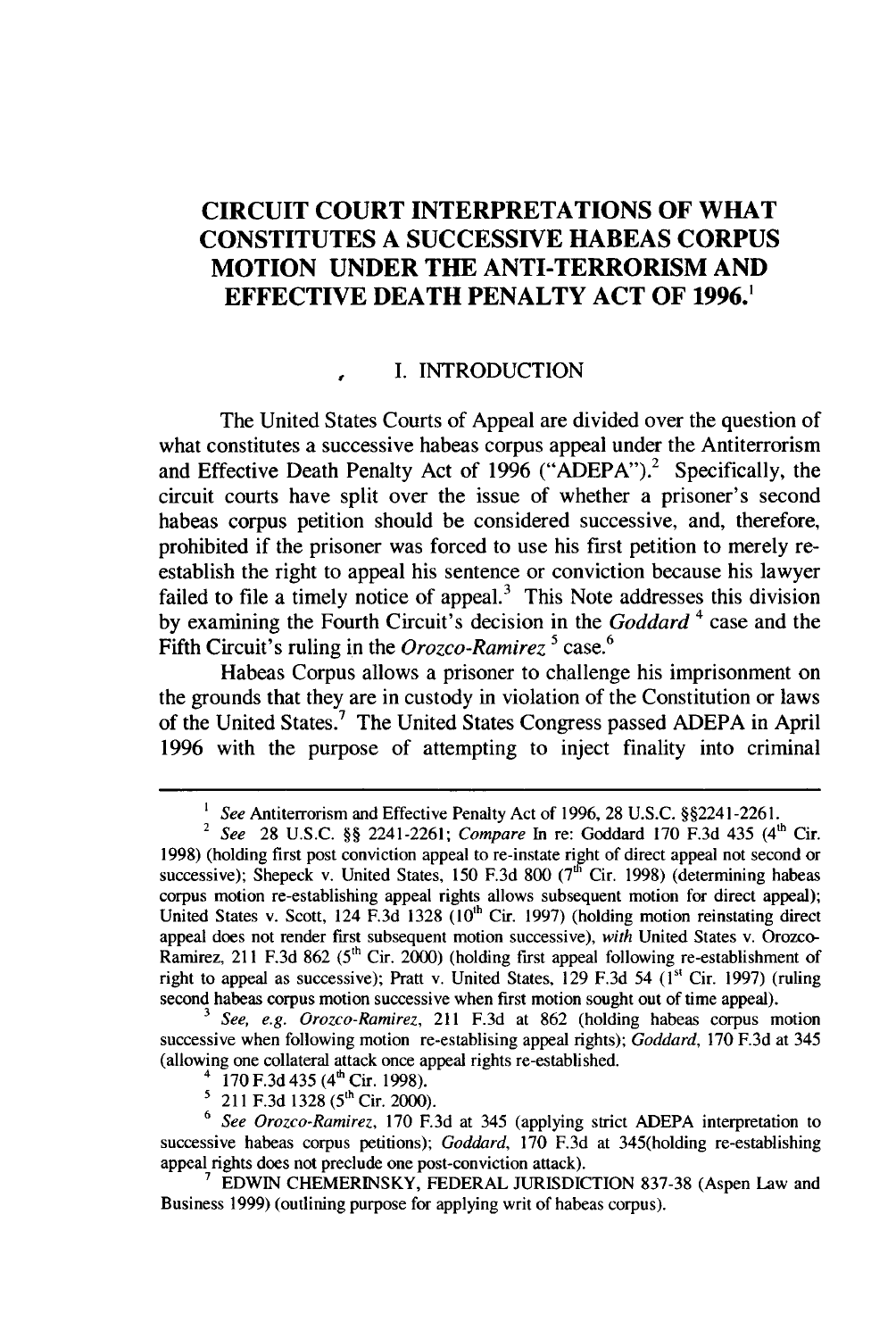# CIRCUIT COURT INTERPRETATIONS OF WHAT CONSTITUTES A SUCCESSIVE HABEAS CORPUS MOTION UNDER THE ANTI-TERRORISM AND EFFECTIVE DEATH PENALTY ACT OF 1996.[1]

## I. INTRODUCTION

The United States Courts of Appeal are divided over the question of what constitutes a successive habeas corpus appeal under the Antiterrorism and Effective Death Penalty Act of 1996 ("ADEPA").[2] Specifically, the circuit courts have split over the issue of whether a prisoner's second habeas corpus petition should be considered successive, and, therefore, prohibited if the prisoner was forced to use his first petition to merely re-establish the right to appeal his sentence or conviction because his lawyer failed to file a timely notice of appeal.[3] This Note addresses this division by examining the Fourth Circuit's decision in the *Goddard* [4] case and the Fifth Circuit's ruling in the *Orozco-Ramirez* [5] case.[6]

Habeas Corpus allows a prisoner to challenge his imprisonment on the grounds that they are in custody in violation of the Constitution or laws of the United States.[7] The United States Congress passed ADEPA in April 1996 with the purpose of attempting to inject finality into criminal

---

[1] *See* Antiterrorism and Effective Penalty Act of 1996, 28 U.S.C. §§2241-2261.

[2] *See* 28 U.S.C. §§ 2241-2261; *Compare* In re: Goddard 170 F.3d 435 (4th Cir. 1998) (holding first post conviction appeal to re-instate right of direct appeal not second or successive); Shepeck v. United States, 150 F.3d 800 (7th Cir. 1998) (determining habeas corpus motion re-establishing appeal rights allows subsequent motion for direct appeal); United States v. Scott, 124 F.3d 1328 (10th Cir. 1997) (holding motion reinstating direct appeal does not render first subsequent motion successive), *with* United States v. Orozco-Ramirez, 211 F.3d 862 (5th Cir. 2000) (holding first appeal following re-establishment of right to appeal as successive); Pratt v. United States, 129 F.3d 54 (1st Cir. 1997) (ruling second habeas corpus motion successive when first motion sought out of time appeal).

[3] *See, e.g. Orozco-Ramirez*, 211 F.3d at 862 (holding habeas corpus motion successive when following motion re-establising appeal rights); *Goddard*, 170 F.3d at 345 (allowing one collateral attack once appeal rights re-established.

[4] 170 F.3d 435 (4th Cir. 1998).

[5] 211 F.3d 1328 (5th Cir. 2000).

[6] *See Orozco-Ramirez*, 170 F.3d at 345 (applying strict ADEPA interpretation to successive habeas corpus petitions); *Goddard*, 170 F.3d at 345(holding re-establishing appeal rights does not preclude one post-conviction attack).

[7] EDWIN CHEMERINSKY, FEDERAL JURISDICTION 837-38 (Aspen Law and Business 1999) (outlining purpose for applying writ of habeas corpus).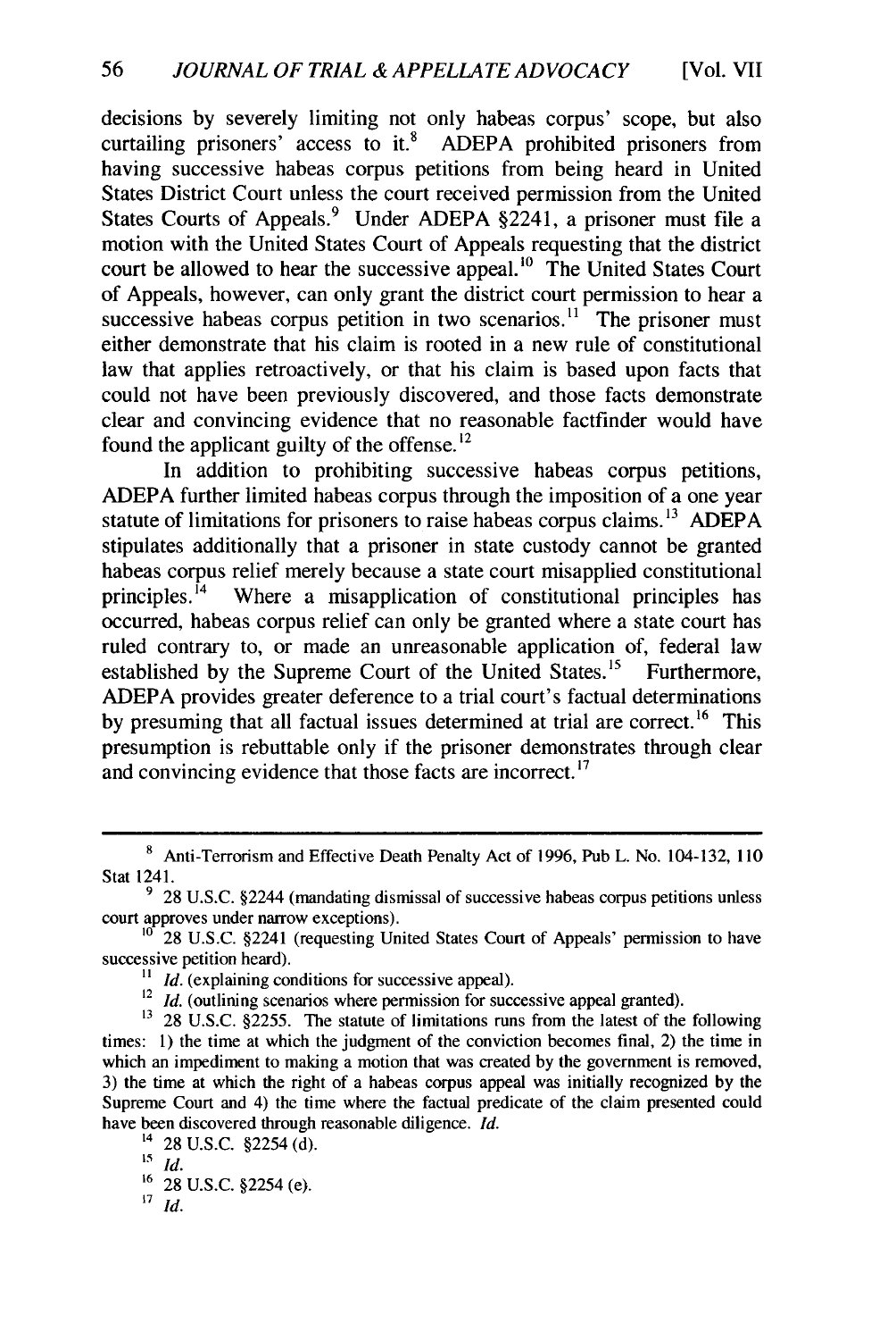decisions by severely limiting not only habeas corpus' scope, but also curtailing prisoners' access to it.[8] ADEPA prohibited prisoners from having successive habeas corpus petitions from being heard in United States District Court unless the court received permission from the United States Courts of Appeals.[9] Under ADEPA §2241, a prisoner must file a motion with the United States Court of Appeals requesting that the district court be allowed to hear the successive appeal.[10] The United States Court of Appeals, however, can only grant the district court permission to hear a successive habeas corpus petition in two scenarios.[11] The prisoner must either demonstrate that his claim is rooted in a new rule of constitutional law that applies retroactively, or that his claim is based upon facts that could not have been previously discovered, and those facts demonstrate clear and convincing evidence that no reasonable factfinder would have found the applicant guilty of the offense.[12]

In addition to prohibiting successive habeas corpus petitions, ADEPA further limited habeas corpus through the imposition of a one year statute of limitations for prisoners to raise habeas corpus claims.[13] ADEPA stipulates additionally that a prisoner in state custody cannot be granted habeas corpus relief merely because a state court misapplied constitutional principles.[14] Where a misapplication of constitutional principles has occurred, habeas corpus relief can only be granted where a state court has ruled contrary to, or made an unreasonable application of, federal law established by the Supreme Court of the United States.[15] Furthermore, ADEPA provides greater deference to a trial court's factual determinations by presuming that all factual issues determined at trial are correct.[16] This presumption is rebuttable only if the prisoner demonstrates through clear and convincing evidence that those facts are incorrect.[17]

---

[8] Anti-Terrorism and Effective Death Penalty Act of 1996, Pub L. No. 104-132, 110 Stat 1241.

[9] 28 U.S.C. §2244 (mandating dismissal of successive habeas corpus petitions unless court approves under narrow exceptions).

[10] 28 U.S.C. §2241 (requesting United States Court of Appeals' permission to have successive petition heard).

[11] *Id.* (explaining conditions for successive appeal).

[12] *Id.* (outlining scenarios where permission for successive appeal granted).

[13] 28 U.S.C. §2255. The statute of limitations runs from the latest of the following times: 1) the time at which the judgment of the conviction becomes final, 2) the time in which an impediment to making a motion that was created by the government is removed, 3) the time at which the right of a habeas corpus appeal was initially recognized by the Supreme Court and 4) the time where the factual predicate of the claim presented could have been discovered through reasonable diligence. *Id.*

[14] 28 U.S.C. §2254 (d).

[15] *Id.*

[16] 28 U.S.C. §2254 (e).

[17] *Id.*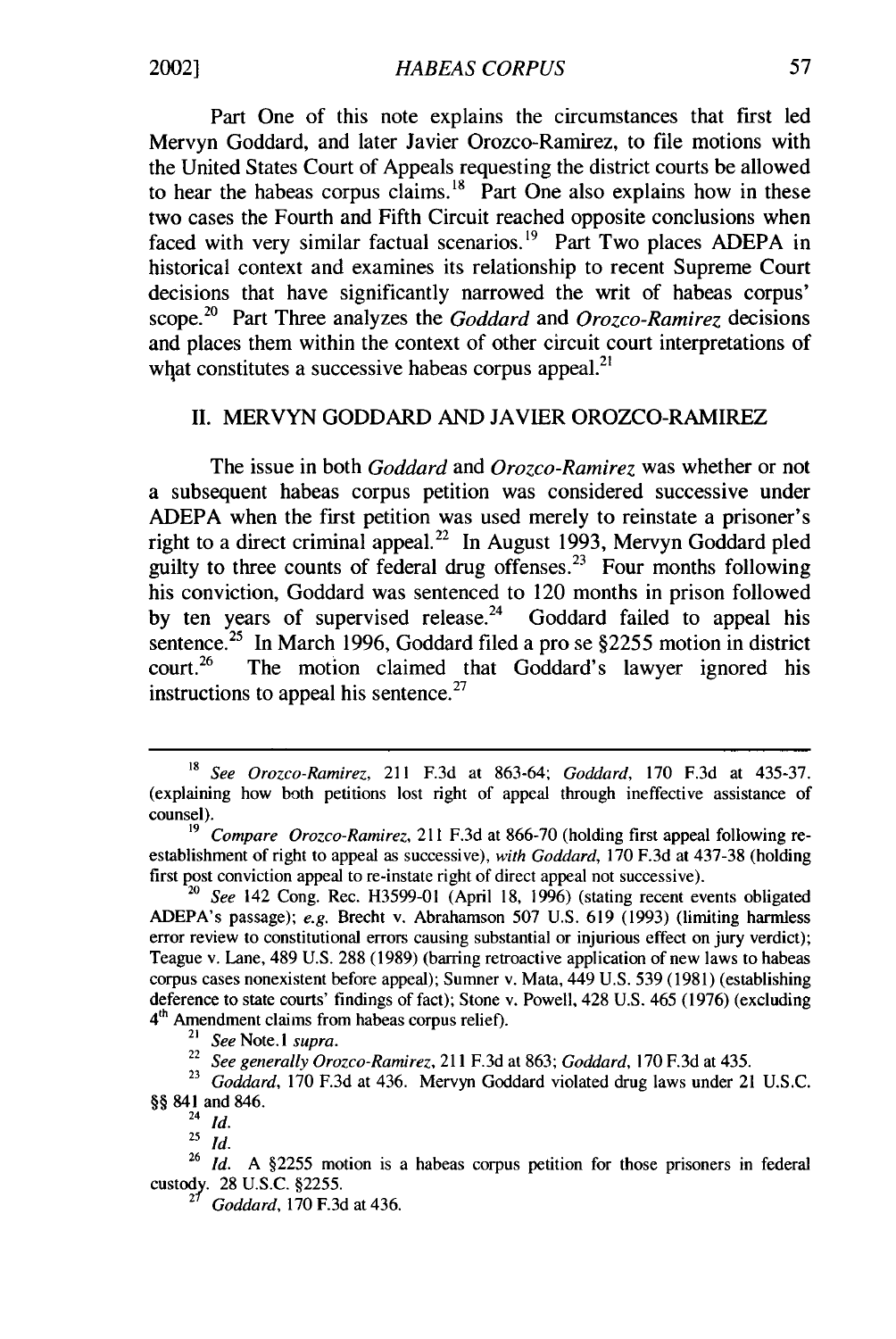Part One of this note explains the circumstances that first led Mervyn Goddard, and later Javier Orozco-Ramirez, to file motions with the United States Court of Appeals requesting the district courts be allowed to hear the habeas corpus claims.[18] Part One also explains how in these two cases the Fourth and Fifth Circuit reached opposite conclusions when faced with very similar factual scenarios.[19] Part Two places ADEPA in historical context and examines its relationship to recent Supreme Court decisions that have significantly narrowed the writ of habeas corpus' scope.[20] Part Three analyzes the *Goddard* and *Orozco-Ramirez* decisions and places them within the context of other circuit court interpretations of what constitutes a successive habeas corpus appeal.[21]

## II. MERVYN GODDARD AND JAVIER OROZCO-RAMIREZ

The issue in both *Goddard* and *Orozco-Ramirez* was whether or not a subsequent habeas corpus petition was considered successive under ADEPA when the first petition was used merely to reinstate a prisoner's right to a direct criminal appeal.[22] In August 1993, Mervyn Goddard pled guilty to three counts of federal drug offenses.[23] Four months following his conviction, Goddard was sentenced to 120 months in prison followed by ten years of supervised release.[24] Goddard failed to appeal his sentence.[25] In March 1996, Goddard filed a pro se §2255 motion in district court.[26] The motion claimed that Goddard's lawyer ignored his instructions to appeal his sentence.[27]

---

[18] *See Orozco-Ramirez*, 211 F.3d at 863-64; *Goddard*, 170 F.3d at 435-37. (explaining how both petitions lost right of appeal through ineffective assistance of counsel).

[19] *Compare Orozco-Ramirez*, 211 F.3d at 866-70 (holding first appeal following re-establishment of right to appeal as successive), *with Goddard*, 170 F.3d at 437-38 (holding first post conviction appeal to re-instate right of direct appeal not successive).

[20] *See* 142 Cong. Rec. H3599-01 (April 18, 1996) (stating recent events obligated ADEPA's passage); *e.g.* Brecht v. Abrahamson 507 U.S. 619 (1993) (limiting harmless error review to constitutional errors causing substantial or injurious effect on jury verdict); Teague v. Lane, 489 U.S. 288 (1989) (barring retroactive application of new laws to habeas corpus cases nonexistent before appeal); Sumner v. Mata, 449 U.S. 539 (1981) (establishing deference to state courts' findings of fact); Stone v. Powell, 428 U.S. 465 (1976) (excluding 4th Amendment claims from habeas corpus relief).

[21] *See* Note.1 *supra.*

[22] *See generally Orozco-Ramirez*, 211 F.3d at 863; *Goddard*, 170 F.3d at 435.

[23] *Goddard*, 170 F.3d at 436. Mervyn Goddard violated drug laws under 21 U.S.C. §§ 841 and 846.

[24] *Id.*

[25] *Id.*

[26] *Id.* A §2255 motion is a habeas corpus petition for those prisoners in federal custody. 28 U.S.C. §2255.

[27] *Goddard*, 170 F.3d at 436.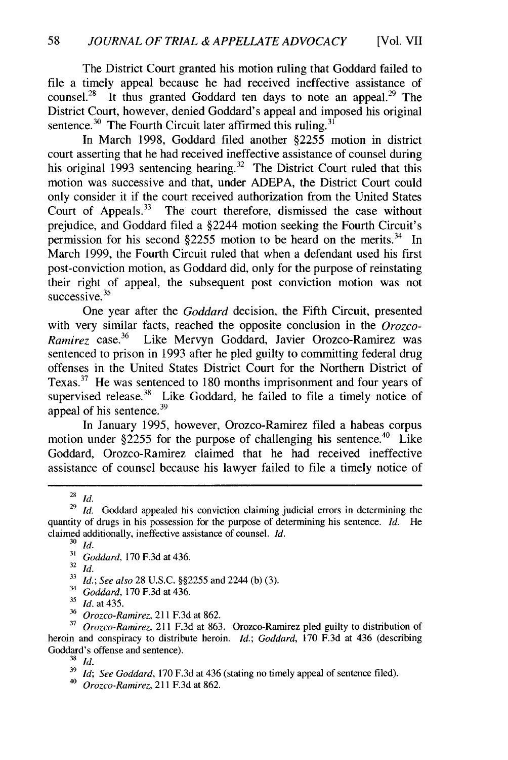The District Court granted his motion ruling that Goddard failed to file a timely appeal because he had received ineffective assistance of counsel.[28] It thus granted Goddard ten days to note an appeal.[29] The District Court, however, denied Goddard's appeal and imposed his original sentence.[30] The Fourth Circuit later affirmed this ruling.[31]

In March 1998, Goddard filed another §2255 motion in district court asserting that he had received ineffective assistance of counsel during his original 1993 sentencing hearing.[32] The District Court ruled that this motion was successive and that, under ADEPA, the District Court could only consider it if the court received authorization from the United States Court of Appeals.[33] The court therefore, dismissed the case without prejudice, and Goddard filed a §2244 motion seeking the Fourth Circuit's permission for his second §2255 motion to be heard on the merits.[34] In March 1999, the Fourth Circuit ruled that when a defendant used his first post-conviction motion, as Goddard did, only for the purpose of reinstating their right of appeal, the subsequent post conviction motion was not successive.[35]

One year after the *Goddard* decision, the Fifth Circuit, presented with very similar facts, reached the opposite conclusion in the *Orozco-Ramirez* case.[36] Like Mervyn Goddard, Javier Orozco-Ramirez was sentenced to prison in 1993 after he pled guilty to committing federal drug offenses in the United States District Court for the Northern District of Texas.[37] He was sentenced to 180 months imprisonment and four years of supervised release.[38] Like Goddard, he failed to file a timely notice of appeal of his sentence.[39]

In January 1995, however, Orozco-Ramirez filed a habeas corpus motion under §2255 for the purpose of challenging his sentence.[40] Like Goddard, Orozco-Ramirez claimed that he had received ineffective assistance of counsel because his lawyer failed to file a timely notice of

---

[28] *Id.*

[29] *Id.* Goddard appealed his conviction claiming judicial errors in determining the quantity of drugs in his possession for the purpose of determining his sentence. *Id.* He claimed additionally, ineffective assistance of counsel. *Id.*

[30] *Id.*

[31] *Goddard*, 170 F.3d at 436.

[32] *Id.*

[33] *Id.*; *See also* 28 U.S.C. §§2255 and 2244 (b) (3).

[34] *Goddard*, 170 F.3d at 436.

[35] *Id.* at 435.

[36] *Orozco-Ramirez*, 211 F.3d at 862.

[37] *Orozco-Ramirez*, 211 F.3d at 863. Orozco-Ramirez pled guilty to distribution of heroin and conspiracy to distribute heroin. *Id.*; *Goddard*, 170 F.3d at 436 (describing Goddard's offense and sentence).

[38] *Id.*

[39] *Id*; *See Goddard*, 170 F.3d at 436 (stating no timely appeal of sentence filed).

[40] *Orozco-Ramirez*, 211 F.3d at 862.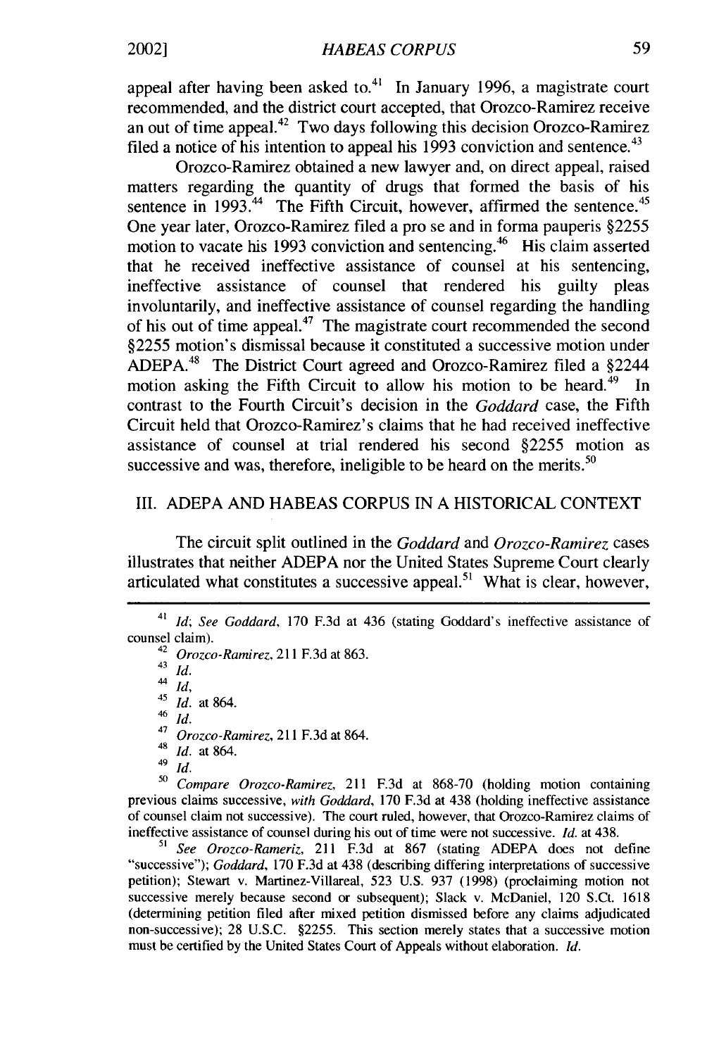appeal after having been asked to.[41] In January 1996, a magistrate court recommended, and the district court accepted, that Orozco-Ramirez receive an out of time appeal.[42] Two days following this decision Orozco-Ramirez filed a notice of his intention to appeal his 1993 conviction and sentence.[43]

Orozco-Ramirez obtained a new lawyer and, on direct appeal, raised matters regarding the quantity of drugs that formed the basis of his sentence in 1993.[44] The Fifth Circuit, however, affirmed the sentence.[45] One year later, Orozco-Ramirez filed a pro se and in forma pauperis §2255 motion to vacate his 1993 conviction and sentencing.[46] His claim asserted that he received ineffective assistance of counsel at his sentencing, ineffective assistance of counsel that rendered his guilty pleas involuntarily, and ineffective assistance of counsel regarding the handling of his out of time appeal.[47] The magistrate court recommended the second §2255 motion's dismissal because it constituted a successive motion under ADEPA.[48] The District Court agreed and Orozco-Ramirez filed a §2244 motion asking the Fifth Circuit to allow his motion to be heard.[49] In contrast to the Fourth Circuit's decision in the *Goddard* case, the Fifth Circuit held that Orozco-Ramirez's claims that he had received ineffective assistance of counsel at trial rendered his second §2255 motion as successive and was, therefore, ineligible to be heard on the merits.[50]

## III. ADEPA AND HABEAS CORPUS IN A HISTORICAL CONTEXT

The circuit split outlined in the *Goddard* and *Orozco-Ramirez* cases illustrates that neither ADEPA nor the United States Supreme Court clearly articulated what constitutes a successive appeal.[51] What is clear, however,

---

[41] *Id*; *See Goddard*, 170 F.3d at 436 (stating Goddard's ineffective assistance of counsel claim).

[42] *Orozco-Ramirez*, 211 F.3d at 863.

[43] *Id.*

[44] *Id*,

[45] *Id.* at 864.

[46] *Id.*

[47] *Orozco-Ramirez*, 211 F.3d at 864.

[48] *Id.* at 864.

[49] *Id.*

[50] *Compare Orozco-Ramirez*, 211 F.3d at 868-70 (holding motion containing previous claims successive, *with Goddard*, 170 F.3d at 438 (holding ineffective assistance of counsel claim not successive). The court ruled, however, that Orozco-Ramirez claims of ineffective assistance of counsel during his out of time were not successive. *Id.* at 438.

[51] *See Orozco-Rameriz*, 211 F.3d at 867 (stating ADEPA does not define "successive"); *Goddard*, 170 F.3d at 438 (describing differing interpretations of successive petition); Stewart v. Martinez-Villareal, 523 U.S. 937 (1998) (proclaiming motion not successive merely because second or subsequent); Slack v. McDaniel, 120 S.Ct. 1618 (determining petition filed after mixed petition dismissed before any claims adjudicated non-successive); 28 U.S.C. §2255. This section merely states that a successive motion must be certified by the United States Court of Appeals without elaboration. *Id.*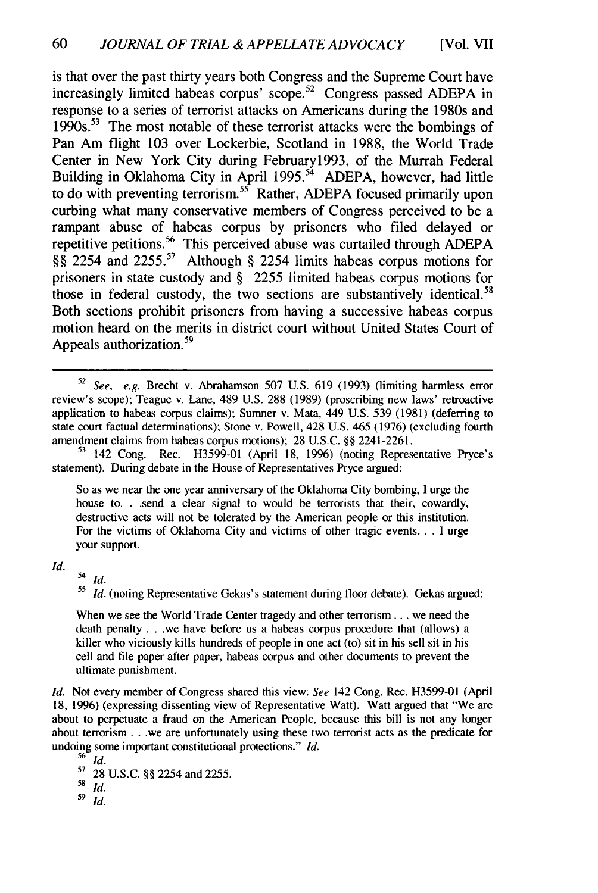is that over the past thirty years both Congress and the Supreme Court have increasingly limited habeas corpus' scope.[52] Congress passed ADEPA in response to a series of terrorist attacks on Americans during the 1980s and 1990s.[53] The most notable of these terrorist attacks were the bombings of Pan Am flight 103 over Lockerbie, Scotland in 1988, the World Trade Center in New York City during February1993, of the Murrah Federal Building in Oklahoma City in April 1995.[54] ADEPA, however, had little to do with preventing terrorism.[55] Rather, ADEPA focused primarily upon curbing what many conservative members of Congress perceived to be a rampant abuse of habeas corpus by prisoners who filed delayed or repetitive petitions.[56] This perceived abuse was curtailed through ADEPA §§ 2254 and 2255.[57] Although § 2254 limits habeas corpus motions for prisoners in state custody and § 2255 limited habeas corpus motions for those in federal custody, the two sections are substantively identical.[58] Both sections prohibit prisoners from having a successive habeas corpus motion heard on the merits in district court without United States Court of Appeals authorization.[59]

---

[52] *See, e.g.* Brecht v. Abrahamson 507 U.S. 619 (1993) (limiting harmless error review's scope); Teague v. Lane, 489 U.S. 288 (1989) (proscribing new laws' retroactive application to habeas corpus claims); Sumner v. Mata, 449 U.S. 539 (1981) (deferring to state court factual determinations); Stone v. Powell, 428 U.S. 465 (1976) (excluding fourth amendment claims from habeas corpus motions); 28 U.S.C. §§ 2241-2261.

[53] 142 Cong. Rec. H3599-01 (April 18, 1996) (noting Representative Pryce's statement). During debate in the House of Representatives Pryce argued:

> So as we near the one year anniversary of the Oklahoma City bombing, I urge the house to. . .send a clear signal to would be terrorists that their, cowardly, destructive acts will not be tolerated by the American people or this institution. For the victims of Oklahoma City and victims of other tragic events. . . I urge your support.

*Id.*

[54] *Id.*

[55] *Id.* (noting Representative Gekas's statement during floor debate). Gekas argued:

> When we see the World Trade Center tragedy and other terrorism . . . we need the death penalty . . .we have before us a habeas corpus procedure that (allows) a killer who viciously kills hundreds of people in one act (to) sit in his sell sit in his cell and file paper after paper, habeas corpus and other documents to prevent the ultimate punishment.

*Id.* Not every member of Congress shared this view: *See* 142 Cong. Rec. H3599-01 (April 18, 1996) (expressing dissenting view of Representative Watt). Watt argued that "We are about to perpetuate a fraud on the American People, because this bill is not any longer about terrorism . . .we are unfortunately using these two terrorist acts as the predicate for undoing some important constitutional protections." *Id.*

[56] *Id.*

[57] 28 U.S.C. §§ 2254 and 2255.

[58] *Id.*

[59] *Id.*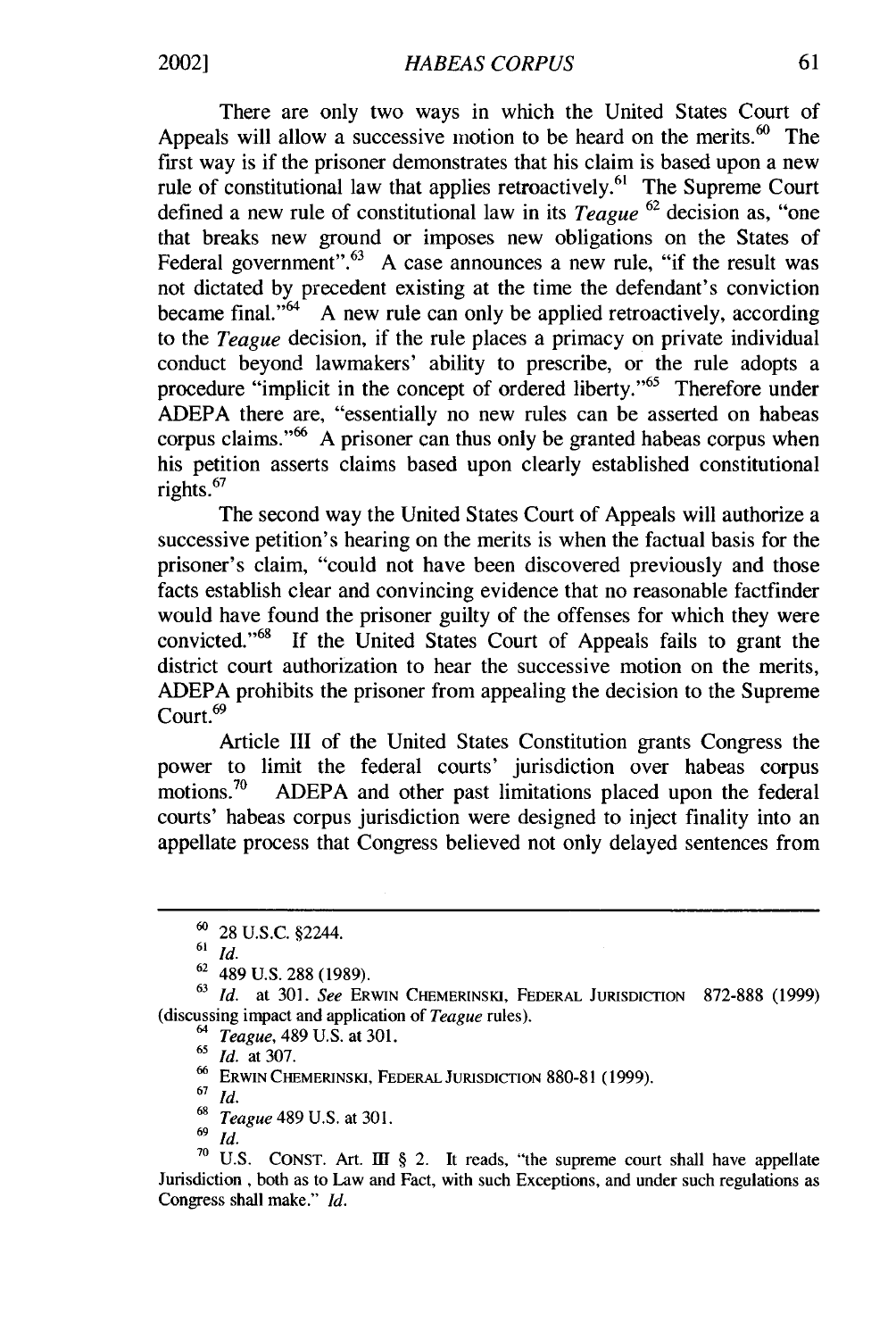There are only two ways in which the United States Court of Appeals will allow a successive motion to be heard on the merits.[60] The first way is if the prisoner demonstrates that his claim is based upon a new rule of constitutional law that applies retroactively.[61] The Supreme Court defined a new rule of constitutional law in its *Teague* [62] decision as, "one that breaks new ground or imposes new obligations on the States of Federal government".[63] A case announces a new rule, "if the result was not dictated by precedent existing at the time the defendant's conviction became final."[64] A new rule can only be applied retroactively, according to the *Teague* decision, if the rule places a primacy on private individual conduct beyond lawmakers' ability to prescribe, or the rule adopts a procedure "implicit in the concept of ordered liberty."[65] Therefore under ADEPA there are, "essentially no new rules can be asserted on habeas corpus claims."[66] A prisoner can thus only be granted habeas corpus when his petition asserts claims based upon clearly established constitutional rights.[67]

The second way the United States Court of Appeals will authorize a successive petition's hearing on the merits is when the factual basis for the prisoner's claim, "could not have been discovered previously and those facts establish clear and convincing evidence that no reasonable factfinder would have found the prisoner guilty of the offenses for which they were convicted."[68] If the United States Court of Appeals fails to grant the district court authorization to hear the successive motion on the merits, ADEPA prohibits the prisoner from appealing the decision to the Supreme Court.[69]

Article III of the United States Constitution grants Congress the power to limit the federal courts' jurisdiction over habeas corpus motions.[70] ADEPA and other past limitations placed upon the federal courts' habeas corpus jurisdiction were designed to inject finality into an appellate process that Congress believed not only delayed sentences from

---

[60] 28 U.S.C. §2244.

[61] *Id.*

[62] 489 U.S. 288 (1989).

[63] *Id.* at 301. *See* ERWIN CHEMERINSKI, FEDERAL JURISDICTION 872-888 (1999) (discussing impact and application of *Teague* rules).

[64] *Teague*, 489 U.S. at 301.

[65] *Id.* at 307.

[66] ERWIN CHEMERINSKI, FEDERAL JURISDICTION 880-81 (1999).

[67] *Id.*

[68] *Teague* 489 U.S. at 301.

[69] *Id.*

[70] U.S. CONST. Art. III § 2. It reads, "the supreme court shall have appellate Jurisdiction , both as to Law and Fact, with such Exceptions, and under such regulations as Congress shall make." *Id.*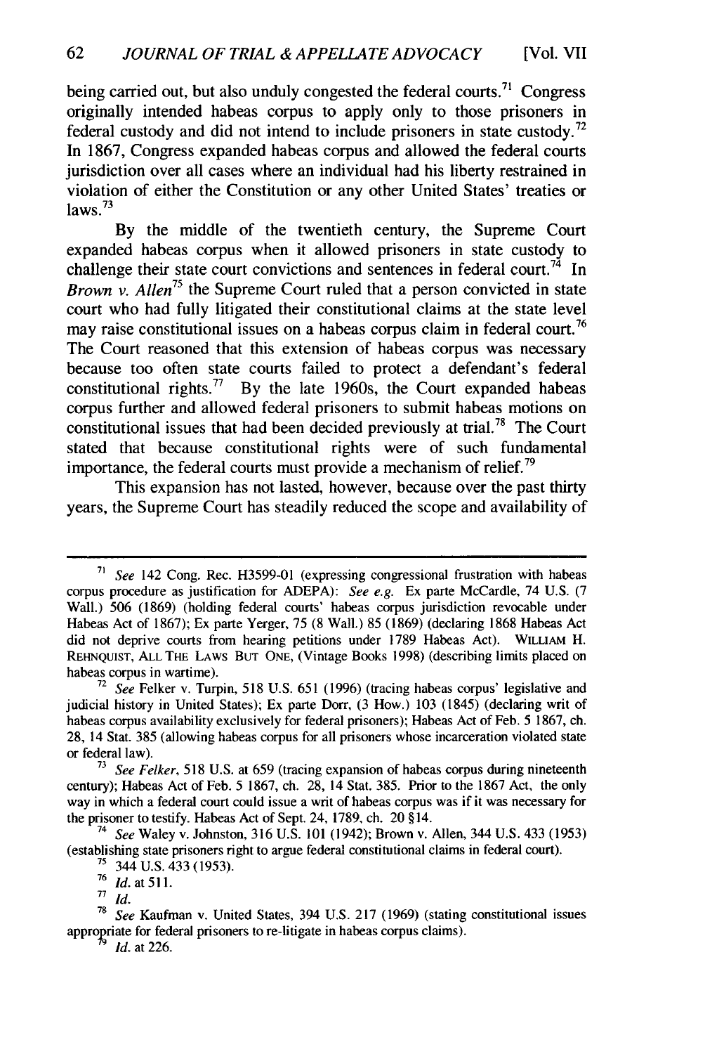being carried out, but also unduly congested the federal courts.[71] Congress originally intended habeas corpus to apply only to those prisoners in federal custody and did not intend to include prisoners in state custody.[72] In 1867, Congress expanded habeas corpus and allowed the federal courts jurisdiction over all cases where an individual had his liberty restrained in violation of either the Constitution or any other United States' treaties or laws.[73]

By the middle of the twentieth century, the Supreme Court expanded habeas corpus when it allowed prisoners in state custody to challenge their state court convictions and sentences in federal court.[74] In *Brown v. Allen*[75] the Supreme Court ruled that a person convicted in state court who had fully litigated their constitutional claims at the state level may raise constitutional issues on a habeas corpus claim in federal court.[76] The Court reasoned that this extension of habeas corpus was necessary because too often state courts failed to protect a defendant's federal constitutional rights.[77] By the late 1960s, the Court expanded habeas corpus further and allowed federal prisoners to submit habeas motions on constitutional issues that had been decided previously at trial.[78] The Court stated that because constitutional rights were of such fundamental importance, the federal courts must provide a mechanism of relief.[79]

This expansion has not lasted, however, because over the past thirty years, the Supreme Court has steadily reduced the scope and availability of

---

[71] *See* 142 Cong. Rec. H3599-01 (expressing congressional frustration with habeas corpus procedure as justification for ADEPA): *See e.g.* Ex parte McCardle, 74 U.S. (7 Wall.) 506 (1869) (holding federal courts' habeas corpus jurisdiction revocable under Habeas Act of 1867); Ex parte Yerger, 75 (8 Wall.) 85 (1869) (declaring 1868 Habeas Act did not deprive courts from hearing petitions under 1789 Habeas Act). WILLIAM H. REHNQUIST, ALL THE LAWS BUT ONE, (Vintage Books 1998) (describing limits placed on habeas corpus in wartime).

[72] *See* Felker v. Turpin, 518 U.S. 651 (1996) (tracing habeas corpus' legislative and judicial history in United States); Ex parte Dorr, (3 How.) 103 (1845) (declaring writ of habeas corpus availability exclusively for federal prisoners); Habeas Act of Feb. 5 1867, ch. 28, 14 Stat. 385 (allowing habeas corpus for all prisoners whose incarceration violated state or federal law).

[73] *See Felker*, 518 U.S. at 659 (tracing expansion of habeas corpus during nineteenth century); Habeas Act of Feb. 5 1867, ch. 28, 14 Stat. 385. Prior to the 1867 Act, the only way in which a federal court could issue a writ of habeas corpus was if it was necessary for the prisoner to testify. Habeas Act of Sept. 24, 1789, ch. 20 §14.

[74] *See* Waley v. Johnston, 316 U.S. 101 (1942); Brown v. Allen, 344 U.S. 433 (1953) (establishing state prisoners right to argue federal constitutional claims in federal court).

[75] 344 U.S. 433 (1953).

[76] *Id.* at 511.

[77] *Id.*

[78] *See* Kaufman v. United States, 394 U.S. 217 (1969) (stating constitutional issues appropriate for federal prisoners to re-litigate in habeas corpus claims).

[79] *Id.* at 226.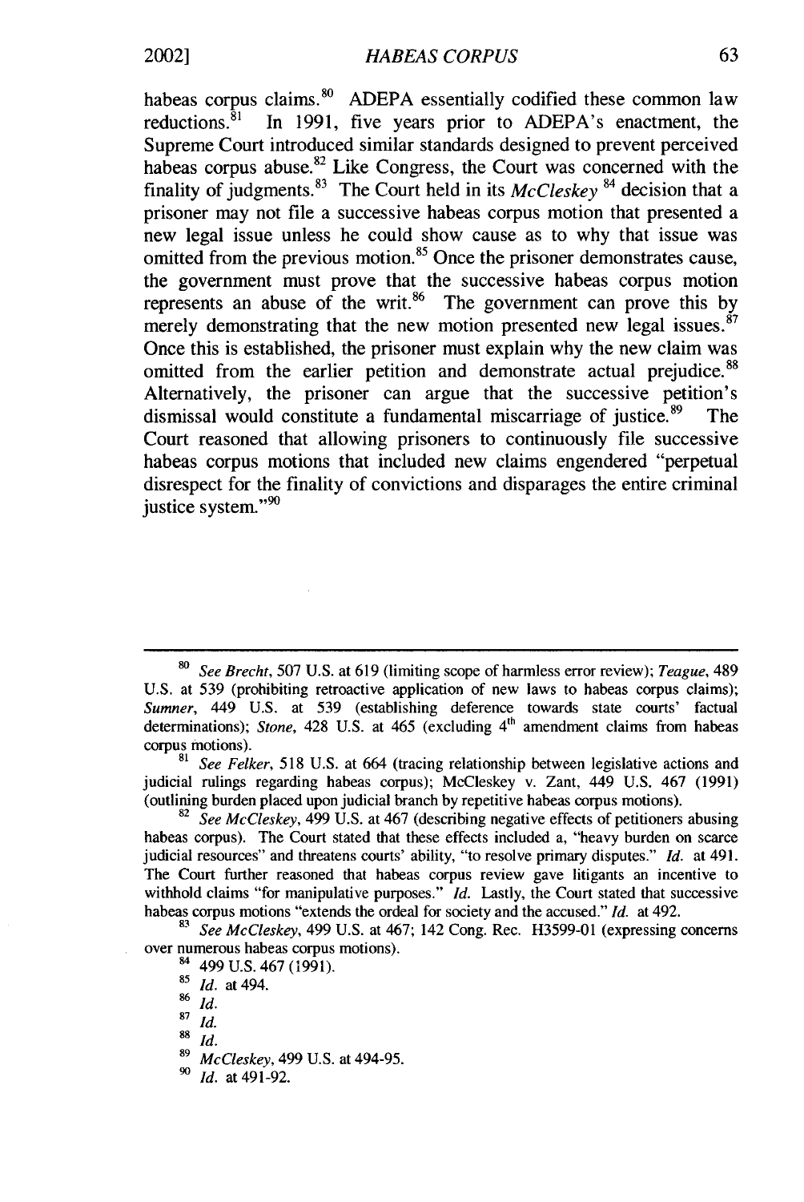habeas corpus claims.[80] ADEPA essentially codified these common law reductions.[81] In 1991, five years prior to ADEPA's enactment, the Supreme Court introduced similar standards designed to prevent perceived habeas corpus abuse.[82] Like Congress, the Court was concerned with the finality of judgments.[83] The Court held in its *McCleskey* [84] decision that a prisoner may not file a successive habeas corpus motion that presented a new legal issue unless he could show cause as to why that issue was omitted from the previous motion.[85] Once the prisoner demonstrates cause, the government must prove that the successive habeas corpus motion represents an abuse of the writ.[86] The government can prove this by merely demonstrating that the new motion presented new legal issues.[87] Once this is established, the prisoner must explain why the new claim was omitted from the earlier petition and demonstrate actual prejudice.[88] Alternatively, the prisoner can argue that the successive petition's dismissal would constitute a fundamental miscarriage of justice.[89] The Court reasoned that allowing prisoners to continuously file successive habeas corpus motions that included new claims engendered "perpetual disrespect for the finality of convictions and disparages the entire criminal justice system."[90]

---

[80] *See Brecht*, 507 U.S. at 619 (limiting scope of harmless error review); *Teague*, 489 U.S. at 539 (prohibiting retroactive application of new laws to habeas corpus claims); *Sumner*, 449 U.S. at 539 (establishing deference towards state courts' factual determinations); *Stone*, 428 U.S. at 465 (excluding 4th amendment claims from habeas corpus motions).

[81] *See Felker*, 518 U.S. at 664 (tracing relationship between legislative actions and judicial rulings regarding habeas corpus); McCleskey v. Zant, 449 U.S. 467 (1991) (outlining burden placed upon judicial branch by repetitive habeas corpus motions).

[82] *See McCleskey*, 499 U.S. at 467 (describing negative effects of petitioners abusing habeas corpus). The Court stated that these effects included a, "heavy burden on scarce judicial resources" and threatens courts' ability, "to resolve primary disputes." *Id.* at 491. The Court further reasoned that habeas corpus review gave litigants an incentive to withhold claims "for manipulative purposes." *Id.* Lastly, the Court stated that successive habeas corpus motions "extends the ordeal for society and the accused." *Id.* at 492.

[83] *See McCleskey*, 499 U.S. at 467; 142 Cong. Rec. H3599-01 (expressing concerns over numerous habeas corpus motions).

[84] 499 U.S. 467 (1991).

[85] *Id.* at 494.

[86] *Id.*

[87] *Id.*

[88] *Id.*

[89] *McCleskey*, 499 U.S. at 494-95.

[90] *Id.* at 491-92.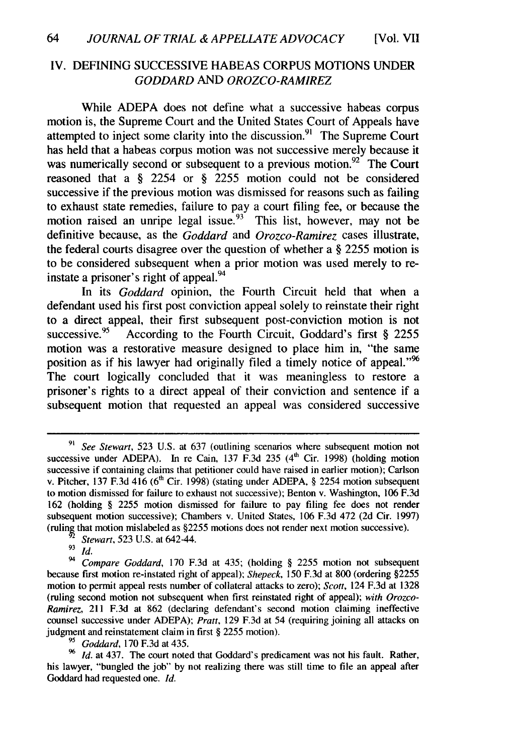## IV. DEFINING SUCCESSIVE HABEAS CORPUS MOTIONS UNDER *GODDARD* AND *OROZCO-RAMIREZ*

While ADEPA does not define what a successive habeas corpus motion is, the Supreme Court and the United States Court of Appeals have attempted to inject some clarity into the discussion.[91] The Supreme Court has held that a habeas corpus motion was not successive merely because it was numerically second or subsequent to a previous motion.[92] The Court reasoned that a § 2254 or § 2255 motion could not be considered successive if the previous motion was dismissed for reasons such as failing to exhaust state remedies, failure to pay a court filing fee, or because the motion raised an unripe legal issue.[93] This list, however, may not be definitive because, as the *Goddard* and *Orozco-Ramirez* cases illustrate, the federal courts disagree over the question of whether a § 2255 motion is to be considered subsequent when a prior motion was used merely to re-instate a prisoner's right of appeal.[94]

In its *Goddard* opinion, the Fourth Circuit held that when a defendant used his first post conviction appeal solely to reinstate their right to a direct appeal, their first subsequent post-conviction motion is not successive.[95] According to the Fourth Circuit, Goddard's first § 2255 motion was a restorative measure designed to place him in, "the same position as if his lawyer had originally filed a timely notice of appeal."[96] The court logically concluded that it was meaningless to restore a prisoner's rights to a direct appeal of their conviction and sentence if a subsequent motion that requested an appeal was considered successive

---

[91] *See Stewart*, 523 U.S. at 637 (outlining scenarios where subsequent motion not successive under ADEPA). In re Cain, 137 F.3d 235 (4th Cir. 1998) (holding motion successive if containing claims that petitioner could have raised in earlier motion); Carlson v. Pitcher, 137 F.3d 416 (6th Cir. 1998) (stating under ADEPA, § 2254 motion subsequent to motion dismissed for failure to exhaust not successive); Benton v. Washington, 106 F.3d 162 (holding § 2255 motion dismissed for failure to pay filing fee does not render subsequent motion successive); Chambers v. United States, 106 F.3d 472 (2d Cir. 1997) (ruling that motion mislabeled as §2255 motions does not render next motion successive).

[92] *Stewart*, 523 U.S. at 642-44.

[93] *Id.*

[94] *Compare Goddard*, 170 F.3d at 435; (holding § 2255 motion not subsequent because first motion re-instated right of appeal); *Shepeck*, 150 F.3d at 800 (ordering §2255 motion to permit appeal rests number of collateral attacks to zero); *Scott*, 124 F.3d at 1328 (ruling second motion not subsequent when first reinstated right of appeal); *with Orozco-Ramirez*, 211 F.3d at 862 (declaring defendant's second motion claiming ineffective counsel successive under ADEPA); *Pratt*, 129 F.3d at 54 (requiring joining all attacks on judgment and reinstatement claim in first § 2255 motion).

[95] *Goddard*, 170 F.3d at 435.

[96] *Id.* at 437. The court noted that Goddard's predicament was not his fault. Rather, his lawyer, "bungled the job" by not realizing there was still time to file an appeal after Goddard had requested one. *Id.*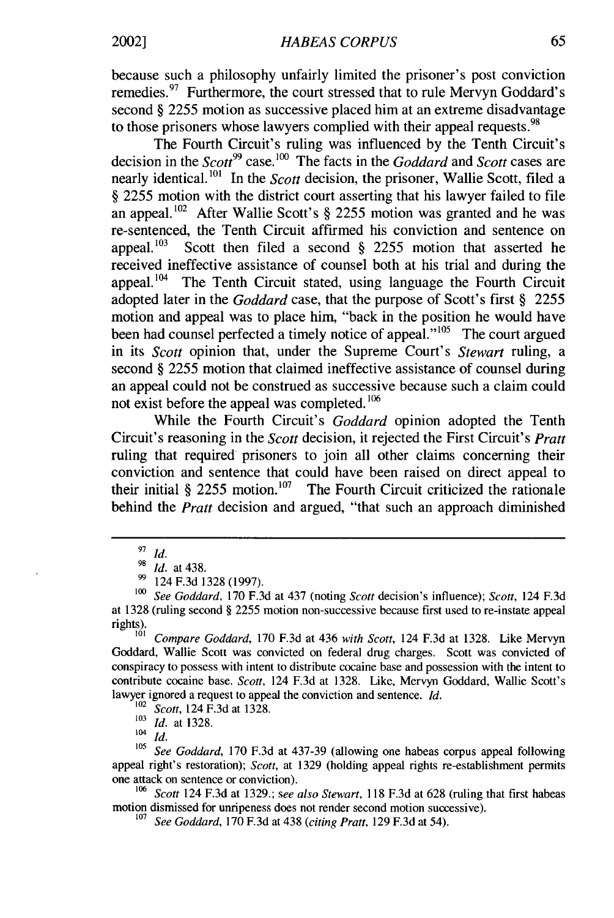because such a philosophy unfairly limited the prisoner's post conviction remedies.[97] Furthermore, the court stressed that to rule Mervyn Goddard's second § 2255 motion as successive placed him at an extreme disadvantage to those prisoners whose lawyers complied with their appeal requests.[98]

The Fourth Circuit's ruling was influenced by the Tenth Circuit's decision in the *Scott*[99] case.[100] The facts in the *Goddard* and *Scott* cases are nearly identical.[101] In the *Scott* decision, the prisoner, Wallie Scott, filed a § 2255 motion with the district court asserting that his lawyer failed to file an appeal.[102] After Wallie Scott's § 2255 motion was granted and he was re-sentenced, the Tenth Circuit affirmed his conviction and sentence on appeal.[103] Scott then filed a second § 2255 motion that asserted he received ineffective assistance of counsel both at his trial and during the appeal.[104] The Tenth Circuit stated, using language the Fourth Circuit adopted later in the *Goddard* case, that the purpose of Scott's first § 2255 motion and appeal was to place him, "back in the position he would have been had counsel perfected a timely notice of appeal."[105] The court argued in its *Scott* opinion that, under the Supreme Court's *Stewart* ruling, a second § 2255 motion that claimed ineffective assistance of counsel during an appeal could not be construed as successive because such a claim could not exist before the appeal was completed.[106]

While the Fourth Circuit's *Goddard* opinion adopted the Tenth Circuit's reasoning in the *Scott* decision, it rejected the First Circuit's *Pratt* ruling that required prisoners to join all other claims concerning their conviction and sentence that could have been raised on direct appeal to their initial § 2255 motion.[107] The Fourth Circuit criticized the rationale behind the *Pratt* decision and argued, "that such an approach diminished

---

[97] *Id.*

[98] *Id.* at 438.

[99] 124 F.3d 1328 (1997).

[100] *See Goddard*, 170 F.3d at 437 (noting *Scott* decision's influence); *Scott*, 124 F.3d at 1328 (ruling second § 2255 motion non-successive because first used to re-instate appeal rights).

[101] *Compare Goddard*, 170 F.3d at 436 *with Scott*, 124 F.3d at 1328. Like Mervyn Goddard, Wallie Scott was convicted on federal drug charges. Scott was convicted of conspiracy to possess with intent to distribute cocaine base and possession with the intent to contribute cocaine base. *Scott*, 124 F.3d at 1328. Like, Mervyn Goddard, Wallie Scott's lawyer ignored a request to appeal the conviction and sentence. *Id.*

[102] *Scott*, 124 F.3d at 1328.

[103] *Id.* at 1328.

[104] *Id.*

[105] *See Goddard*, 170 F.3d at 437-39 (allowing one habeas corpus appeal following appeal right's restoration); *Scott*, at 1329 (holding appeal rights re-establishment permits one attack on sentence or conviction).

[106] *Scott* 124 F.3d at 1329.; *see also Stewart*, 118 F.3d at 628 (ruling that first habeas motion dismissed for unripeness does not render second motion successive).

[107] *See Goddard*, 170 F.3d at 438 (*citing Pratt*, 129 F.3d at 54).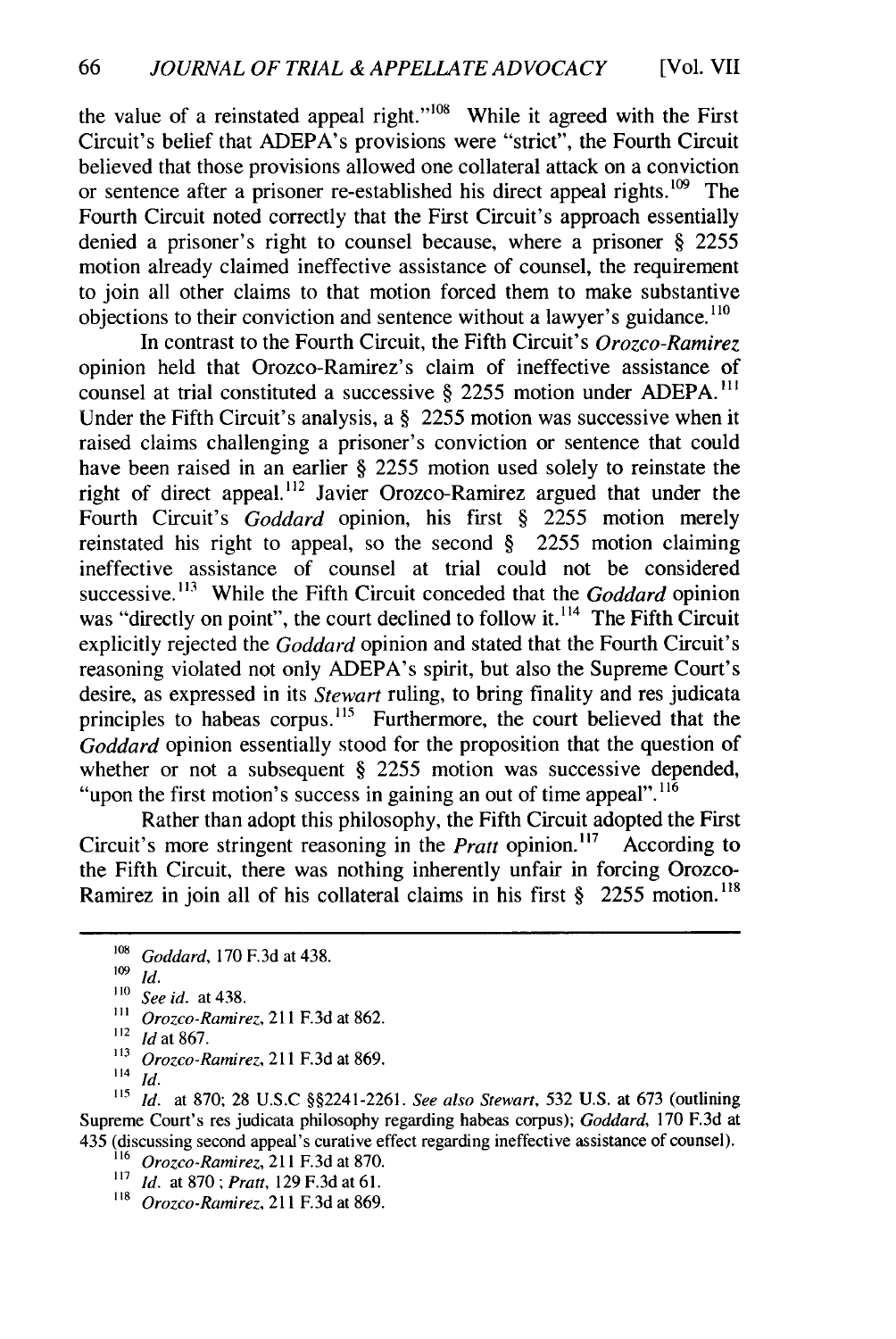the value of a reinstated appeal right."[108] While it agreed with the First Circuit's belief that ADEPA's provisions were "strict", the Fourth Circuit believed that those provisions allowed one collateral attack on a conviction or sentence after a prisoner re-established his direct appeal rights.[109] The Fourth Circuit noted correctly that the First Circuit's approach essentially denied a prisoner's right to counsel because, where a prisoner § 2255 motion already claimed ineffective assistance of counsel, the requirement to join all other claims to that motion forced them to make substantive objections to their conviction and sentence without a lawyer's guidance.[110]

In contrast to the Fourth Circuit, the Fifth Circuit's *Orozco-Ramirez* opinion held that Orozco-Ramirez's claim of ineffective assistance of counsel at trial constituted a successive § 2255 motion under ADEPA.[111] Under the Fifth Circuit's analysis, a § 2255 motion was successive when it raised claims challenging a prisoner's conviction or sentence that could have been raised in an earlier § 2255 motion used solely to reinstate the right of direct appeal.[112] Javier Orozco-Ramirez argued that under the Fourth Circuit's *Goddard* opinion, his first § 2255 motion merely reinstated his right to appeal, so the second § 2255 motion claiming ineffective assistance of counsel at trial could not be considered successive.[113] While the Fifth Circuit conceded that the *Goddard* opinion was "directly on point", the court declined to follow it.[114] The Fifth Circuit explicitly rejected the *Goddard* opinion and stated that the Fourth Circuit's reasoning violated not only ADEPA's spirit, but also the Supreme Court's desire, as expressed in its *Stewart* ruling, to bring finality and res judicata principles to habeas corpus.[115] Furthermore, the court believed that the *Goddard* opinion essentially stood for the proposition that the question of whether or not a subsequent § 2255 motion was successive depended, "upon the first motion's success in gaining an out of time appeal".[116]

Rather than adopt this philosophy, the Fifth Circuit adopted the First Circuit's more stringent reasoning in the *Pratt* opinion.[117] According to the Fifth Circuit, there was nothing inherently unfair in forcing Orozco-Ramirez in join all of his collateral claims in his first § 2255 motion.[118]

---

[108] *Goddard*, 170 F.3d at 438.

[109] *Id.*

[110] *See id.* at 438.

[111] *Orozco-Ramirez*, 211 F.3d at 862.

[112] *Id* at 867.

[113] *Orozco-Ramirez*, 211 F.3d at 869.

[114] *Id.*

[115] *Id.* at 870; 28 U.S.C §§2241-2261. *See also Stewart*, 532 U.S. at 673 (outlining Supreme Court's res judicata philosophy regarding habeas corpus); *Goddard*, 170 F.3d at 435 (discussing second appeal's curative effect regarding ineffective assistance of counsel).

[116] *Orozco-Ramirez*, 211 F.3d at 870.

[117] *Id.* at 870 ; *Pratt*, 129 F.3d at 61.

[118] *Orozco-Ramirez*, 211 F.3d at 869.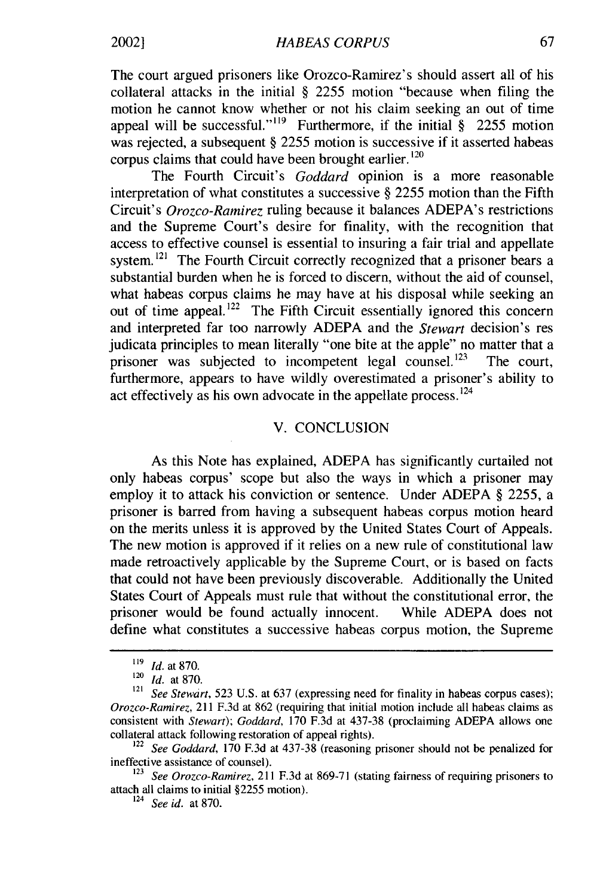The court argued prisoners like Orozco-Ramirez's should assert all of his collateral attacks in the initial § 2255 motion "because when filing the motion he cannot know whether or not his claim seeking an out of time appeal will be successful."[119] Furthermore, if the initial § 2255 motion was rejected, a subsequent § 2255 motion is successive if it asserted habeas corpus claims that could have been brought earlier.[120]

The Fourth Circuit's *Goddard* opinion is a more reasonable interpretation of what constitutes a successive § 2255 motion than the Fifth Circuit's *Orozco-Ramirez* ruling because it balances ADEPA's restrictions and the Supreme Court's desire for finality, with the recognition that access to effective counsel is essential to insuring a fair trial and appellate system.[121] The Fourth Circuit correctly recognized that a prisoner bears a substantial burden when he is forced to discern, without the aid of counsel, what habeas corpus claims he may have at his disposal while seeking an out of time appeal.[122] The Fifth Circuit essentially ignored this concern and interpreted far too narrowly ADEPA and the *Stewart* decision's res judicata principles to mean literally "one bite at the apple" no matter that a prisoner was subjected to incompetent legal counsel.[123] The court, furthermore, appears to have wildly overestimated a prisoner's ability to act effectively as his own advocate in the appellate process.[124]

## V. CONCLUSION

As this Note has explained, ADEPA has significantly curtailed not only habeas corpus' scope but also the ways in which a prisoner may employ it to attack his conviction or sentence. Under ADEPA § 2255, a prisoner is barred from having a subsequent habeas corpus motion heard on the merits unless it is approved by the United States Court of Appeals. The new motion is approved if it relies on a new rule of constitutional law made retroactively applicable by the Supreme Court, or is based on facts that could not have been previously discoverable. Additionally the United States Court of Appeals must rule that without the constitutional error, the prisoner would be found actually innocent. While ADEPA does not define what constitutes a successive habeas corpus motion, the Supreme

---

[119] *Id.* at 870.

[120] *Id.* at 870.

[121] *See Stewart*, 523 U.S. at 637 (expressing need for finality in habeas corpus cases); *Orozco-Ramirez*, 211 F.3d at 862 (requiring that initial motion include all habeas claims as consistent with *Stewart*); *Goddard*, 170 F.3d at 437-38 (proclaiming ADEPA allows one collateral attack following restoration of appeal rights).

[122] *See Goddard*, 170 F.3d at 437-38 (reasoning prisoner should not be penalized for ineffective assistance of counsel).

[123] *See Orozco-Ramirez*, 211 F.3d at 869-71 (stating fairness of requiring prisoners to attach all claims to initial §2255 motion).

[124] *See id.* at 870.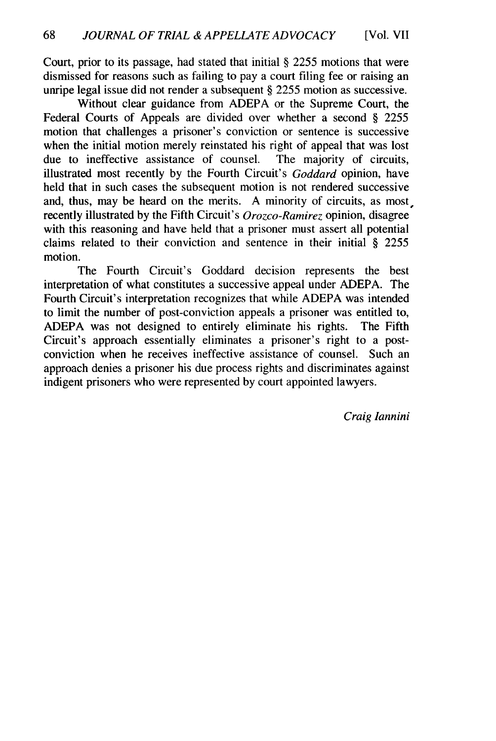Court, prior to its passage, had stated that initial § 2255 motions that were dismissed for reasons such as failing to pay a court filing fee or raising an unripe legal issue did not render a subsequent § 2255 motion as successive.

Without clear guidance from ADEPA or the Supreme Court, the Federal Courts of Appeals are divided over whether a second § 2255 motion that challenges a prisoner's conviction or sentence is successive when the initial motion merely reinstated his right of appeal that was lost due to ineffective assistance of counsel. The majority of circuits, illustrated most recently by the Fourth Circuit's *Goddard* opinion, have held that in such cases the subsequent motion is not rendered successive and, thus, may be heard on the merits. A minority of circuits, as most recently illustrated by the Fifth Circuit's *Orozco-Ramirez* opinion, disagree with this reasoning and have held that a prisoner must assert all potential claims related to their conviction and sentence in their initial § 2255 motion.

The Fourth Circuit's Goddard decision represents the best interpretation of what constitutes a successive appeal under ADEPA. The Fourth Circuit's interpretation recognizes that while ADEPA was intended to limit the number of post-conviction appeals a prisoner was entitled to, ADEPA was not designed to entirely eliminate his rights. The Fifth Circuit's approach essentially eliminates a prisoner's right to a post-conviction when he receives ineffective assistance of counsel. Such an approach denies a prisoner his due process rights and discriminates against indigent prisoners who were represented by court appointed lawyers.

*Craig Iannini*